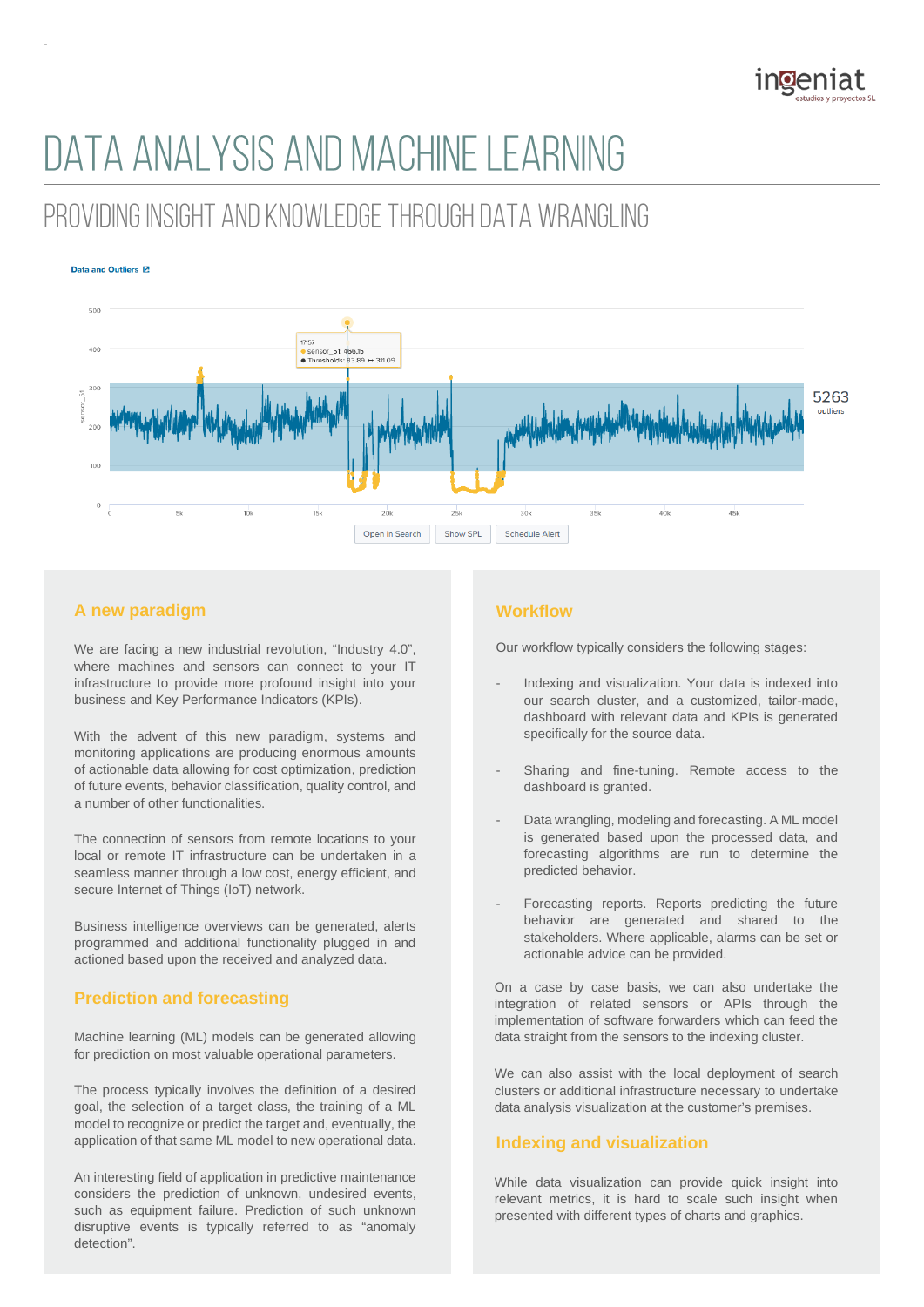# DATA ANALYSIS AND MACHINE LEARNING

## PROVIDING INSIGHT AND KNOWLEDGE THROUGH DATA WRANGLING

### A new paradigm

We are facing a new industrial revolution, "Industry 4.0", where machines and sensors can connect to your IT infrastructure to provide more profound insight into your business and Key Performance Indicators (KPIs).

With the advent of this new paradigm, systems and monitoring applications are producing enormous amounts of actionable data allowing for cost optimization, prediction of future events, behavior classification, quality control, and a number of other functionalities.

The connection of sensors from remote locations to your local or remote IT infrastructure can be undertaken in a seamless manner through a low cost, energy efficient, and secure Internet of Things (IoT) network.

Business intelligence overviews can be generated, alerts programmed and additional functionality plugged in and actioned based upon the received and analyzed data.

### Prediction and forecasting

Machine learning (ML) models can be generated allowing for prediction on most valuable operational parameters.

The process typically involves the definition of a desired goal, the selection of a target class, the training of a ML model to recognize or predict the target and, eventually, the application of that same ML model to new operational data.

An interesting field of application in predictive maintenance considers the prediction of unknown, undesired events, such as equipment failure. Prediction of such unknown disruptive events is typically referred to as "anomaly detection".

### Workflow

Our workflow typically considers the following stages:

- Indexing and visualization. Your data is indexed into our search cluster, and a customized, tailor-made, dashboard with relevant data and KPIs is generated specifically for the source data.
- Sharing and fine-tuning. Remote access to the dashboard is granted.
- Data wrangling, modeling and forecasting. A ML model is generated based upon the processed data, and forecasting algorithms are run to determine the predicted behavior.
- Forecasting reports. Reports predicting the future behavior are generated and shared to the stakeholders. Where applicable, alarms can be set or actionable advice can be provided.

On a case by case basis, we can also undertake the integration of related sensors or APIs through the implementation of software forwarders which can feed the data straight from the sensors to the indexing cluster.

We can also assist with the local deployment of search clusters or additional infrastructure necessary to undertake data analysis visualization at the customer's premises.

### Indexing and visualization

While data visualization can provide quick insight into relevant metrics, it is hard to scale such insight when presented with different types of charts and graphics.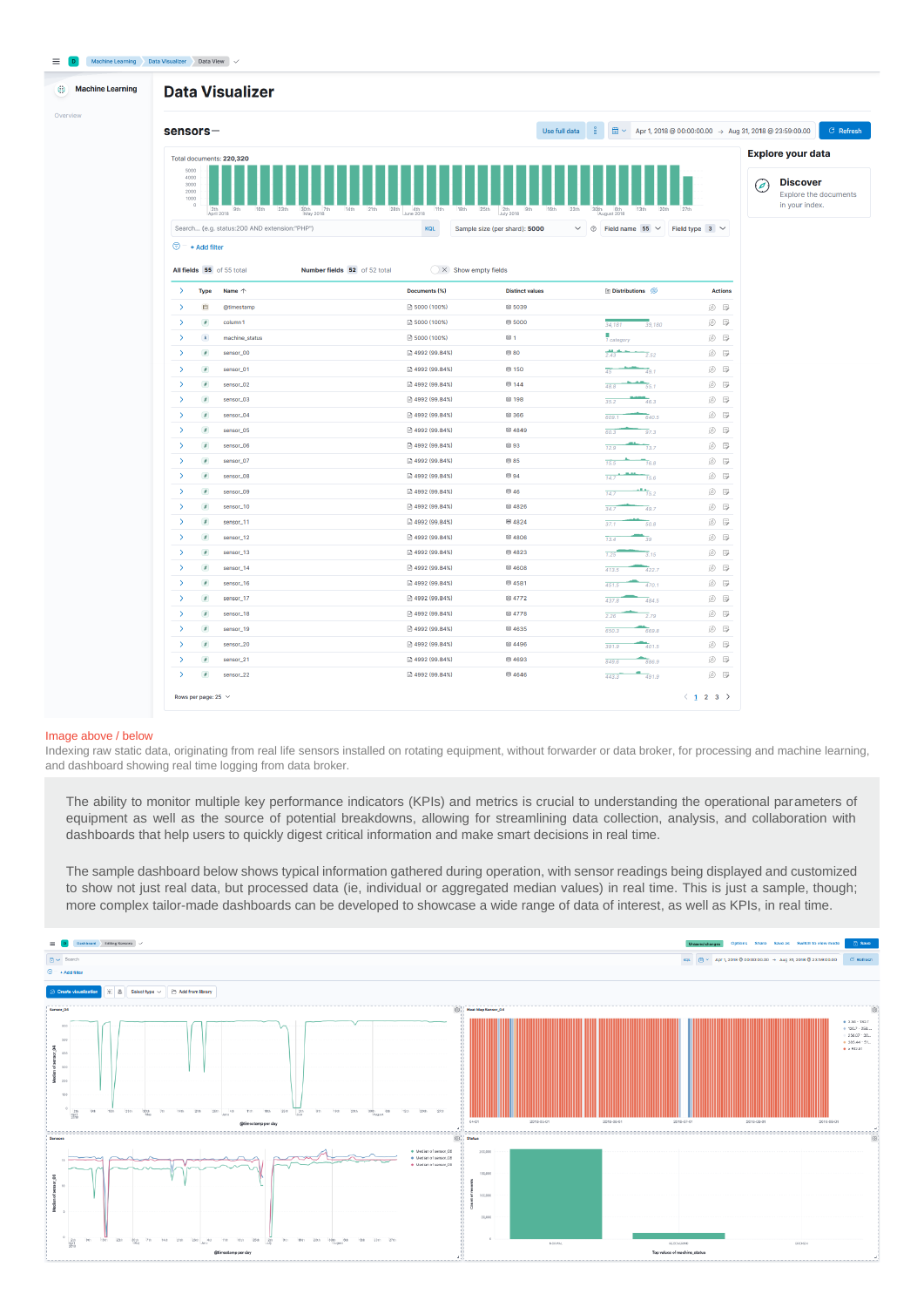Image above / below

Indexing raw static data, originating from real life sensors installed on rotating equipment, without forwarder or data broker, for processing and machine learning, and dashboard showing real time logging from data broker.

The ability to monitor multiple key performance indicators (KPIs) and metrics is crucial to understanding the operational parameters of equipment as well as the source of potential breakdowns, allowing for streamlining data collection, analysis, and collaboration with dashboards that help users to quickly digest critical information and make smart decisions in real time.

The sample dashboard below shows typical information gathered during operation, with sensor readings being displayed and customized to show not just real data, but processed data (ie, individual or aggregated median values) in real time. This is just a sample, though; more complex tailor-made dashboards can be developed to showcase a wide range of data of interest, as well as KPIs, in real time.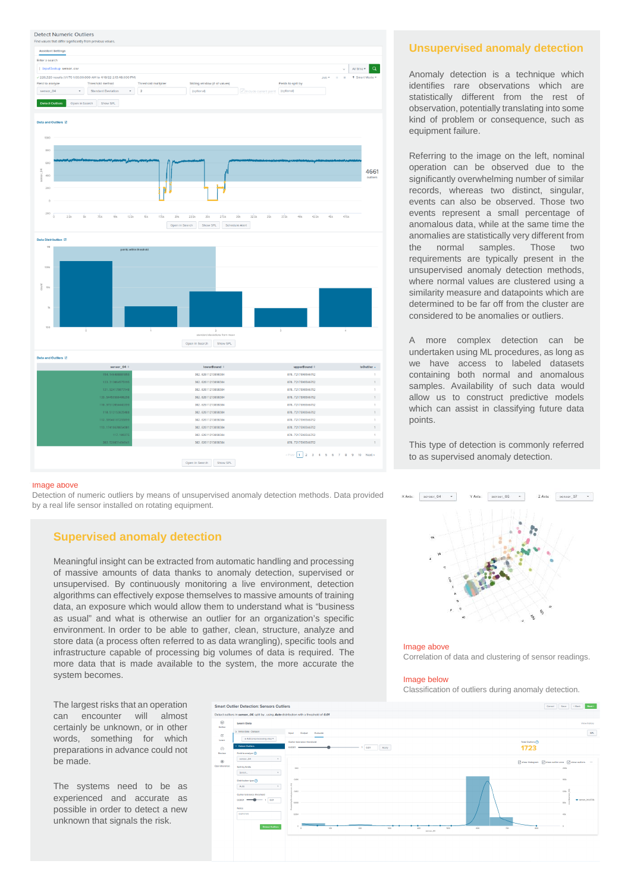## Unsupervised anomaly detection

Anomaly detection is a technique which identifies rare observations which are statistically different from the rest of observation, potentially translating into some kind of problem or consequence, such as equipment failure.

Referring to the image on the left, nominal operation can be observed due to the significantly overwhelming number of similar records, whereas two distinct, singular, events can also be observed. Those two events represent a small percentage of anomalous data, while at the same time the anomalies are statistically very different from the normal samples. Those two requirements are typically present in the unsupervised anomaly detection methods, where normal values are clustered using a similarity measure and datapoints which are determined to be far off from the cluster are considered to be anomalies or outliers.

A more complex detection can be undertaken using ML procedures, such as if we have access to labeled datasets containing both normal and anomalous samples. Availability of such data would allow us to construct predictive models which can assist in classifying future data points.

This type of detection is commonly referred to as supervised anomaly detection.

Image above
Detection of numeric outliers by means of unsupervised anomaly detection methods. Data provided by a real life sensor installed on rotating equipment.

## Supervised anomaly detection

Meaningful insight can be extracted from automatic handling and processing of massive amounts of data thanks to anomaly detection, supervised or unsupervised. By continuously monitoring a live environment, detection algorithms can effectively expose themselves to massive amounts of training data, an exposure which would allow them to understand what is "business as usual" and what is otherwise an outlier for an organization's specific environment. In order to be able to gather, clean, structure, analyze and store data (a process often referred to as data wrangling), specific tools and infrastructure capable of processing big volumes of data is required. The more data that is made available to the system, the more accurate the system becomes.

The largest risks that an operation can encounter will almost certainly be unknown, or in other words, something for which preparations in advance could not be made.

The systems need to be as experienced and accurate as possible in order to detect a new unknown signals the risk.

Image above
Correlation of data and clustering of sensor readings.

Image below
Classification of outliers during anomaly detection.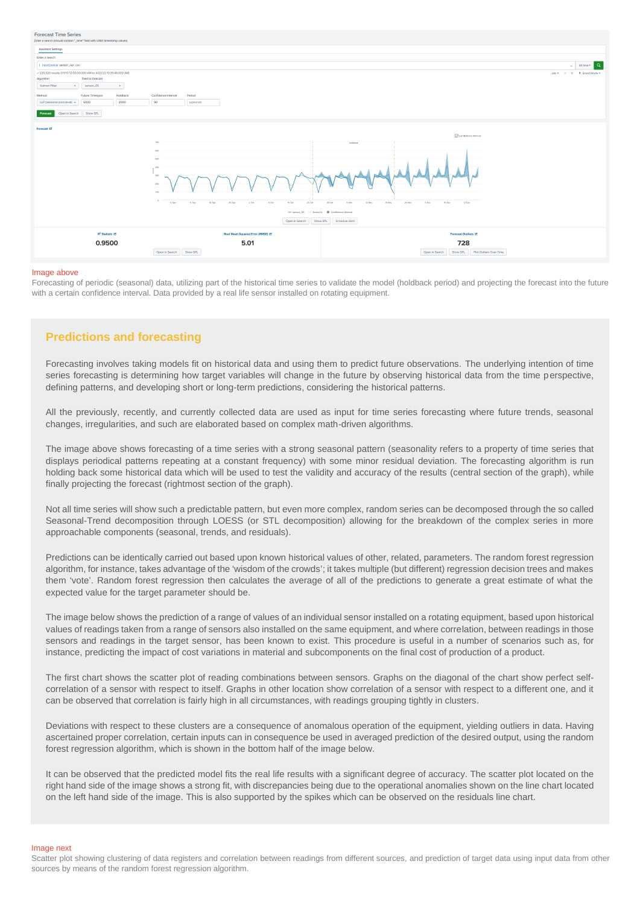Image above

Forecasting of periodic (seasonal) data, utilizing part of the historical time series to validate the model (holdback period) and projecting the forecast into the future with a certain confidence interval. Data provided by a real life sensor installed on rotating equipment.

## Predictions and forecasting

Forecasting involves taking models fit on historical data and using them to predict future observations. The underlying intention of time series forecasting is determining how target variables will change in the future by observing historical data from the time perspective, defining patterns, and developing short or long-term predictions, considering the historical patterns.

All the previously, recently, and currently collected data are used as input for time series forecasting where future trends, seasonal changes, irregularities, and such are elaborated based on complex math-driven algorithms.

The image above shows forecasting of a time series with a strong seasonal pattern (seasonality refers to a property of time series that displays periodical patterns repeating at a constant frequency) with some minor residual deviation. The forecasting algorithm is run holding back some historical data which will be used to test the validity and accuracy of the results (central section of the graph), while finally projecting the forecast (rightmost section of the graph).

Not all time series will show such a predictable pattern, but even more complex, random series can be decomposed through the so called Seasonal-Trend decomposition through LOESS (or STL decomposition) allowing for the breakdown of the complex series in more approachable components (seasonal, trends, and residuals).

Predictions can be identically carried out based upon known historical values of other, related, parameters. The random forest regression algorithm, for instance, takes advantage of the 'wisdom of the crowds'; it takes multiple (but different) regression decision trees and makes them 'vote'. Random forest regression then calculates the average of all of the predictions to generate a great estimate of what the expected value for the target parameter should be.

The image below shows the prediction of a range of values of an individual sensor installed on a rotating equipment, based upon historical values of readings taken from a range of sensors also installed on the same equipment, and where correlation, between readings in those sensors and readings in the target sensor, has been known to exist. This procedure is useful in a number of scenarios such as, for instance, predicting the impact of cost variations in material and subcomponents on the final cost of production of a product.

The first chart shows the scatter plot of reading combinations between sensors. Graphs on the diagonal of the chart show perfect self-correlation of a sensor with respect to itself. Graphs in other location show correlation of a sensor with respect to a different one, and it can be observed that correlation is fairly high in all circumstances, with readings grouping tightly in clusters.

Deviations with respect to these clusters are a consequence of anomalous operation of the equipment, yielding outliers in data. Having ascertained proper correlation, certain inputs can in consequence be used in averaged prediction of the desired output, using the random forest regression algorithm, which is shown in the bottom half of the image below.

It can be observed that the predicted model fits the real life results with a significant degree of accuracy. The scatter plot located on the right hand side of the image shows a strong fit, with discrepancies being due to the operational anomalies shown on the line chart located on the left hand side of the image. This is also supported by the spikes which can be observed on the residuals line chart.

Image next

Scatter plot showing clustering of data registers and correlation between readings from different sources, and prediction of target data using input data from other sources by means of the random forest regression algorithm.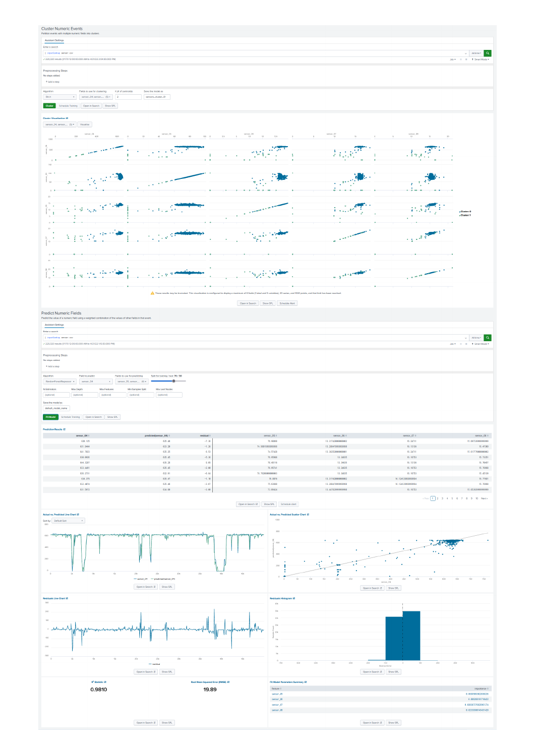## Cluster Numeric Events

Partition events with multiple numeric fields into clusters

Assistant Settings

Enter a search

| inputlookup sensor.csv

✓ 220,320 results (1/1/70 12:00:00.000 AM to 4/21/22 2:04:30.000 PM)

Preprocessing Steps

No steps added.

+ Add a step

| Algorithm | Fields to use for clustering | K (# of centroids) | Save the model as |
|---|---|---|---|
| Birch | sensor_04, sensor_... (5) | 2 | sensors_cluster_01 |

Cluster | Schedule Training | Open in Search | Show SPL

Cluster Visualization

sensor_04, sensor_... (5) | Visualize

These results may be truncated. This visualization is configured to display a maximum of 6 fields (1 label and 5 variables), 20 series, and 1000 points, and that limit has been reached.

Open in Search | Show SPL | Schedule Alert

## Predict Numeric Fields

Predict the value of a numeric field using a weighted combination of the values of other fields in that event.

Assistant Settings

Enter a search

| inputlookup sensor.csv

✓ 220,320 results (1/1/70 12:00:00.000 AM to 4/21/22 1:10:30.000 PM)

Preprocessing Steps

No steps added.

+ Add a step

| Algorithm | Field to predict | Fields to use for predicting | Split for training / test: 70 / 30 |
|---|---|---|---|
| RandomForestRegressor | sensor_04 | sensor_05, sensor_... (4) | |

| N Estimators | Max Depth | Max Features | Min Samples Split | Max Leaf Nodes |
|---|---|---|---|---|
| (optional) | (optional) | (optional) | (optional) | (optional) |

Save the model as

default_model_name

Fit Model | Schedule Training | Open in Search | Show SPL

### Prediction Results

| sensor_04 | predicted(sensor_04) | residual | sensor_05 | sensor_06 | sensor_07 | sensor_08 |
|---|---|---|---|---|---|---|
| 628.125 | 635.46 | -7.34 | 75.99898 | 13.3174200000002 | 16.24711 | 15.6973399999999 |
| 631.9444 | 633.28 | -1.34 | 74.5991599999995 | 13.2954799999999 | 16.13136 | 15.47389 |
| 641.7823 | 635.25 | 6.53 | 74.57428 | 13.3025300000001 | 16.24711 | 15.5177999999992 |
| 630.0000 | 635.45 | -5.30 | 75.05889 | 13.34635 | 16.16753 | 15.73351 |
| 644.3287 | 635.28 | 9.05 | 75.40116 | 13.34635 | 16.13136 | 15.70487 |
| 633.4491 | 635.45 | -2.00 | 75.05743 | 13.34635 | 16.16753 | 15.70469 |
| 626.2731 | 632.91 | -6.64 | 75.7028099999993 | 13.34635 | 16.16753 | 15.65739 |
| 634.375 | 635.47 | -1.10 | 75.0816 | 13.3174200000002 | 16.1241299999994 | 15.77951 |
| 632.4884 | 635.46 | -3.67 | 73.83688 | 13.2604799999998 | 16.1241299999994 | 15.70469 |
| 631.5972 | 634.98 | -3.88 | 73.89424 | 13.4478299999998 | 16.16753 | 15.6538299999999 |

Open in Search | Show SPL | Schedule Alert

« Prev 1 2 3 4 5 6 7 8 9 10 Next »

Actual vs. Predicted Line Chart

Sort by: Default Sort

— sensor_04 — predicted(sensor_04)

Open in Search | Show SPL

Actual vs. Predicted Scatter Chart

Open in Search | Show SPL

Residuals Line Chart

— residual

Open in Search | Show SPL

Residuals Histogram

Open in Search | Show SPL

$R^2$ Statistic

**0.9810**

Root Mean Squared Error (RMSE)

**19.89**

Open in Search | Show SPL

Fit Model Parameters Summary

| feature | importance |
|---|---|
| sensor_05 | 0.663958638230536 |
| sensor_06 | 0.28529251917164022 |
| sensor_07 | 0.0308977032061174 |
| sensor_08 | 0.0233308014343122 |

Open in Search | Show SPL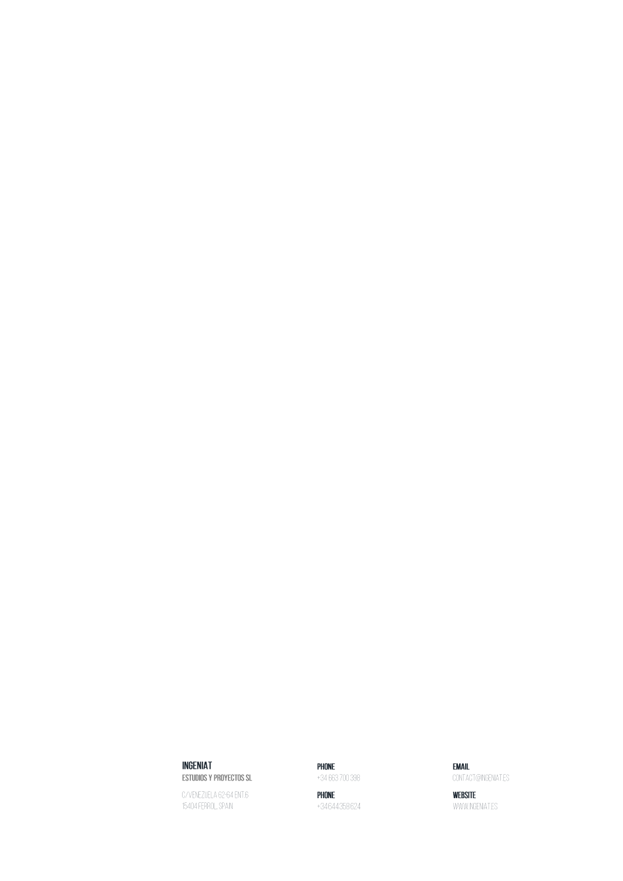**INGENIAT**
**ESTUDIOS Y PROYECTOS SL**

C/ VENEZUELA 62-64 ENT.6
15404 FERROL, SPAIN

**PHONE**
+34 663 700 398

**PHONE**
+34 644 358 624

**EMAIL**
CONTACT@INGENIAT.ES

**WEBSITE**
WWW.INGENIAT.ES